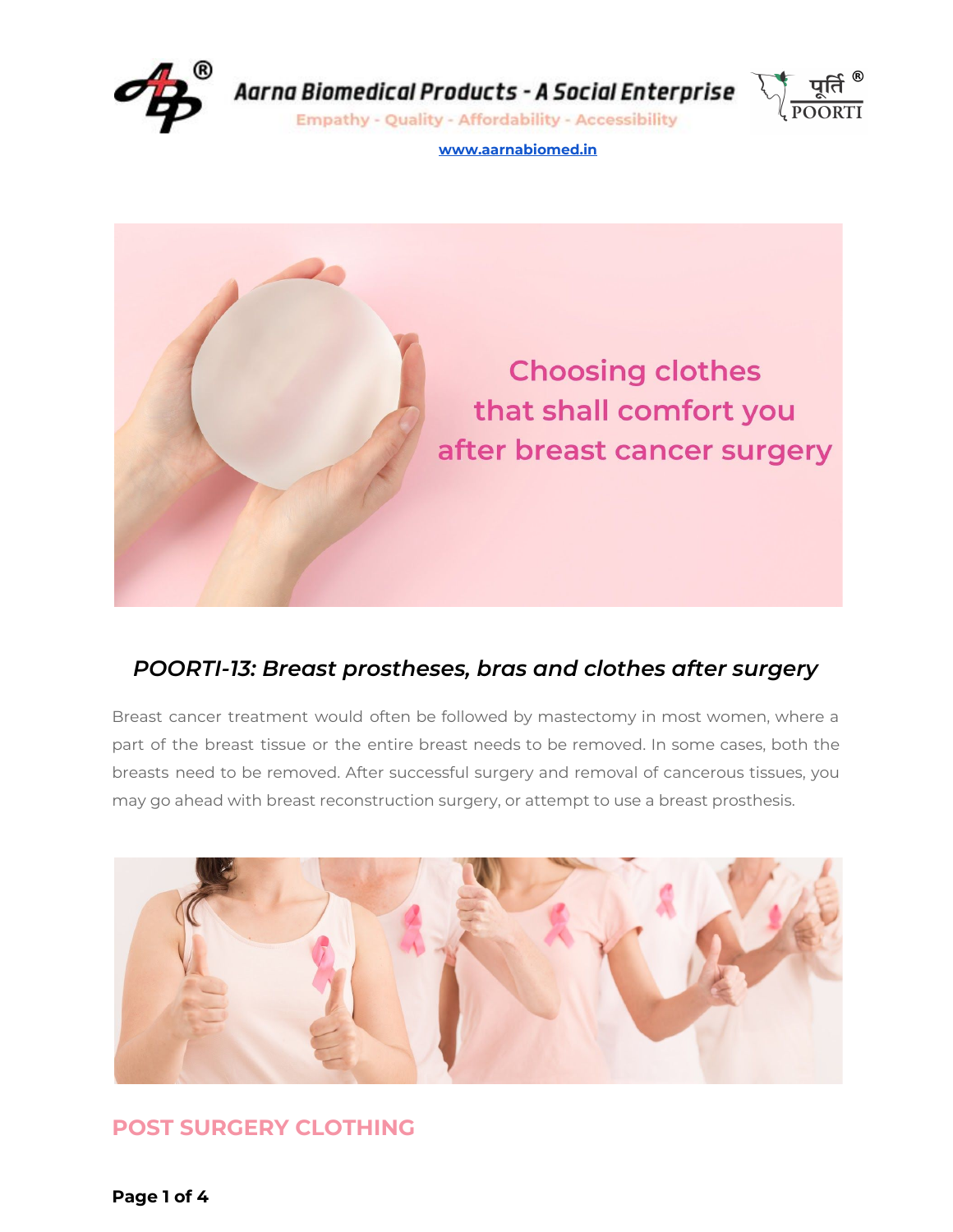Aarna Biomedical Products - A Social Enterprise

Empathy - Quality - Affordability - Accessibility

पूर्ति POORTI

www.aarnabiomed.in

Choosing clothes that shall comfort you after breast cancer surgery

## *POORTI-13: Breast prostheses, bras and clothes after surgery*

Breast cancer treatment would often be followed by mastectomy in most women, where a part of the breast tissue or the entire breast needs to be removed. In some cases, both the breasts need to be removed. After successful surgery and removal of cancerous tissues, you may go ahead with breast reconstruction surgery, or attempt to use a breast prosthesis.

## POST SURGERY CLOTHING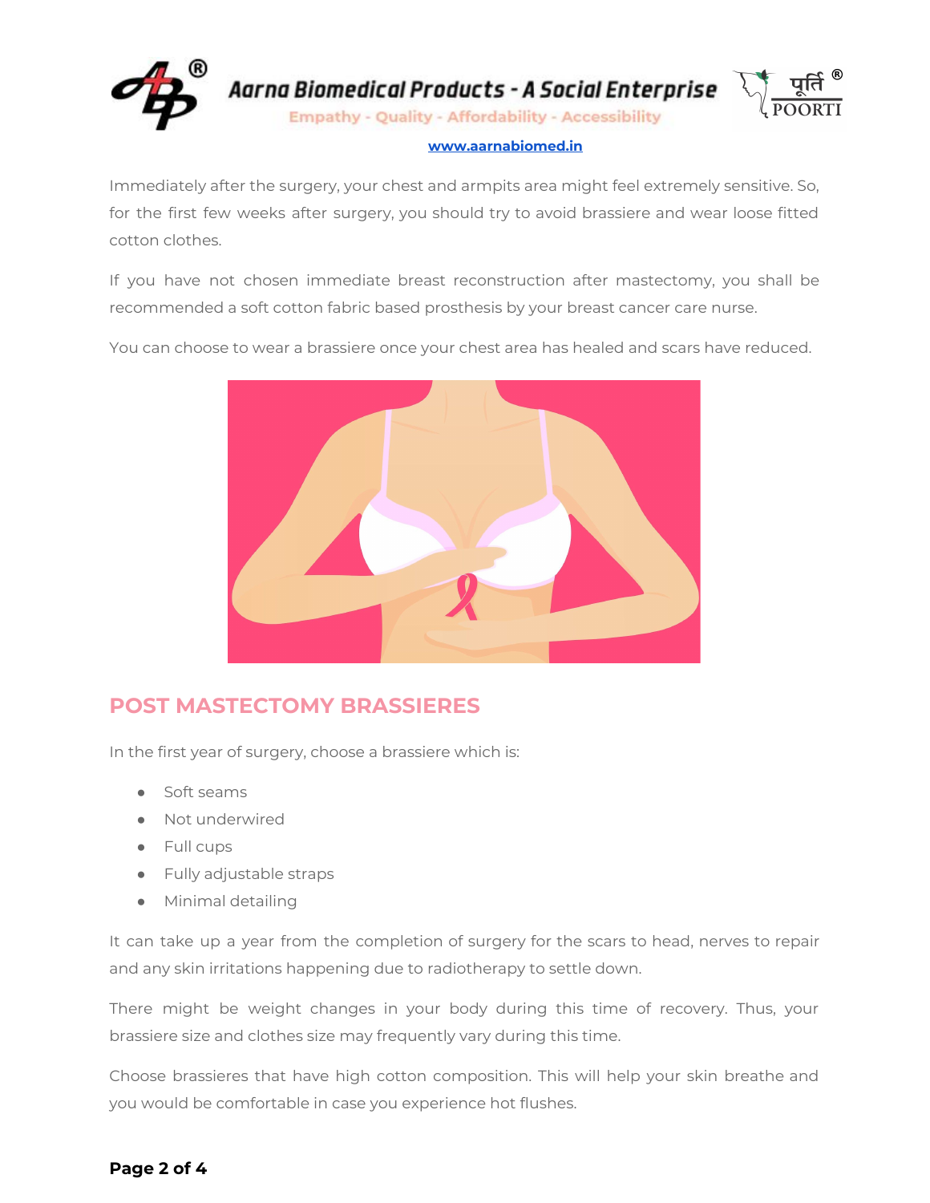Immediately after the surgery, your chest and armpits area might feel extremely sensitive. So, for the first few weeks after surgery, you should try to avoid brassiere and wear loose fitted cotton clothes.

If you have not chosen immediate breast reconstruction after mastectomy, you shall be recommended a soft cotton fabric based prosthesis by your breast cancer care nurse.

You can choose to wear a brassiere once your chest area has healed and scars have reduced.

## POST MASTECTOMY BRASSIERES

In the first year of surgery, choose a brassiere which is:

- Soft seams
- Not underwired
- Full cups
- Fully adjustable straps
- Minimal detailing

It can take up a year from the completion of surgery for the scars to head, nerves to repair and any skin irritations happening due to radiotherapy to settle down.

There might be weight changes in your body during this time of recovery. Thus, your brassiere size and clothes size may frequently vary during this time.

Choose brassieres that have high cotton composition. This will help your skin breathe and you would be comfortable in case you experience hot flushes.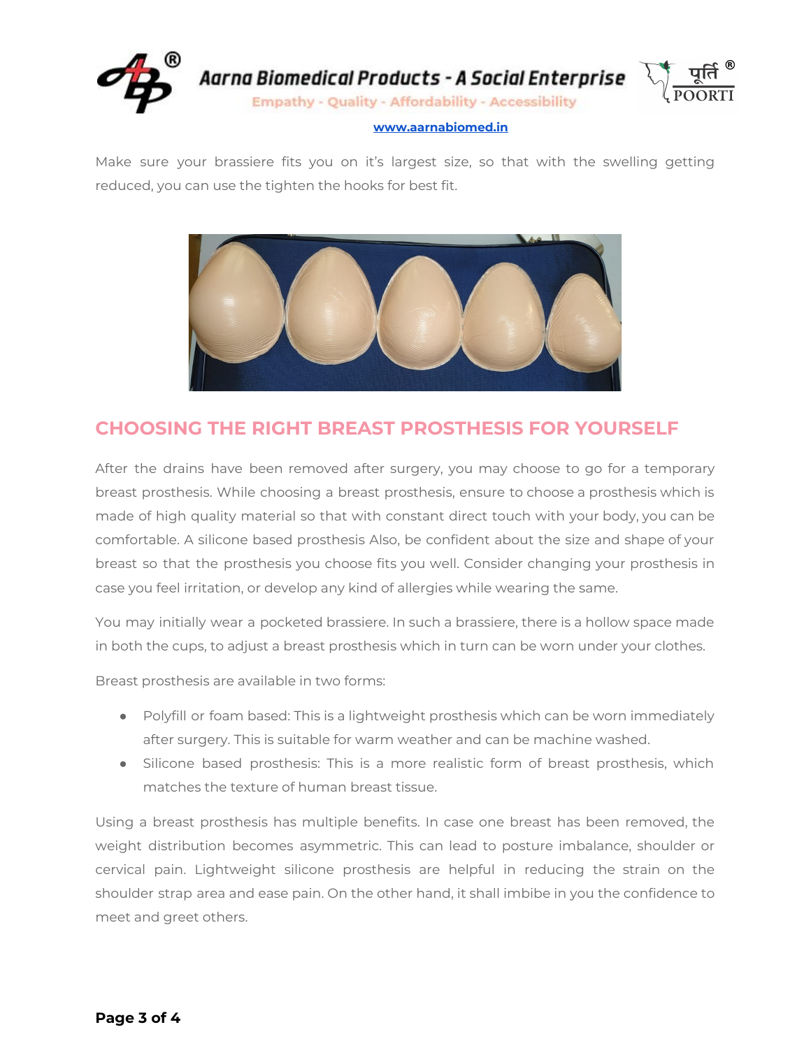Make sure your brassiere fits you on it's largest size, so that with the swelling getting reduced, you can use the tighten the hooks for best fit.

## CHOOSING THE RIGHT BREAST PROSTHESIS FOR YOURSELF

After the drains have been removed after surgery, you may choose to go for a temporary breast prosthesis. While choosing a breast prosthesis, ensure to choose a prosthesis which is made of high quality material so that with constant direct touch with your body, you can be comfortable. A silicone based prosthesis Also, be confident about the size and shape of your breast so that the prosthesis you choose fits you well. Consider changing your prosthesis in case you feel irritation, or develop any kind of allergies while wearing the same.

You may initially wear a pocketed brassiere. In such a brassiere, there is a hollow space made in both the cups, to adjust a breast prosthesis which in turn can be worn under your clothes.

Breast prosthesis are available in two forms:

- Polyfill or foam based: This is a lightweight prosthesis which can be worn immediately after surgery. This is suitable for warm weather and can be machine washed.
- Silicone based prosthesis: This is a more realistic form of breast prosthesis, which matches the texture of human breast tissue.

Using a breast prosthesis has multiple benefits. In case one breast has been removed, the weight distribution becomes asymmetric. This can lead to posture imbalance, shoulder or cervical pain. Lightweight silicone prosthesis are helpful in reducing the strain on the shoulder strap area and ease pain. On the other hand, it shall imbibe in you the confidence to meet and greet others.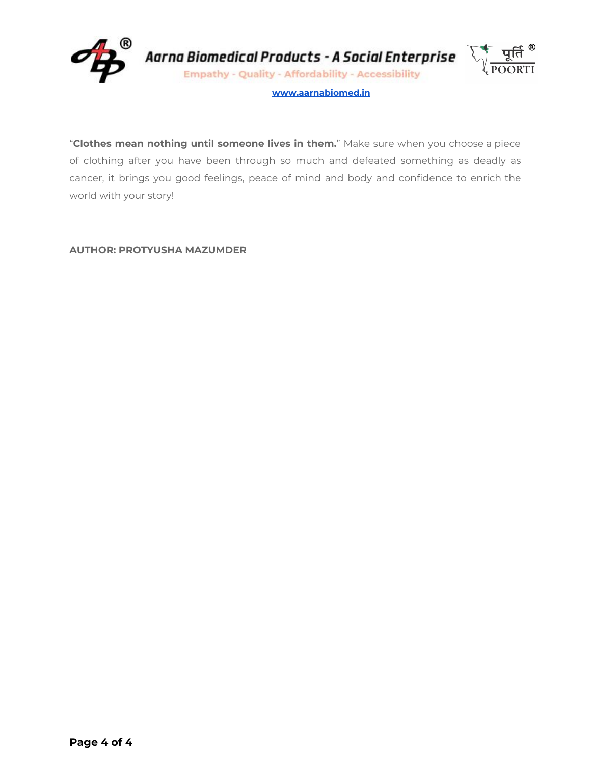"**Clothes mean nothing until someone lives in them.**" Make sure when you choose a piece of clothing after you have been through so much and defeated something as deadly as cancer, it brings you good feelings, peace of mind and body and confidence to enrich the world with your story!

**AUTHOR: PROTYUSHA MAZUMDER**